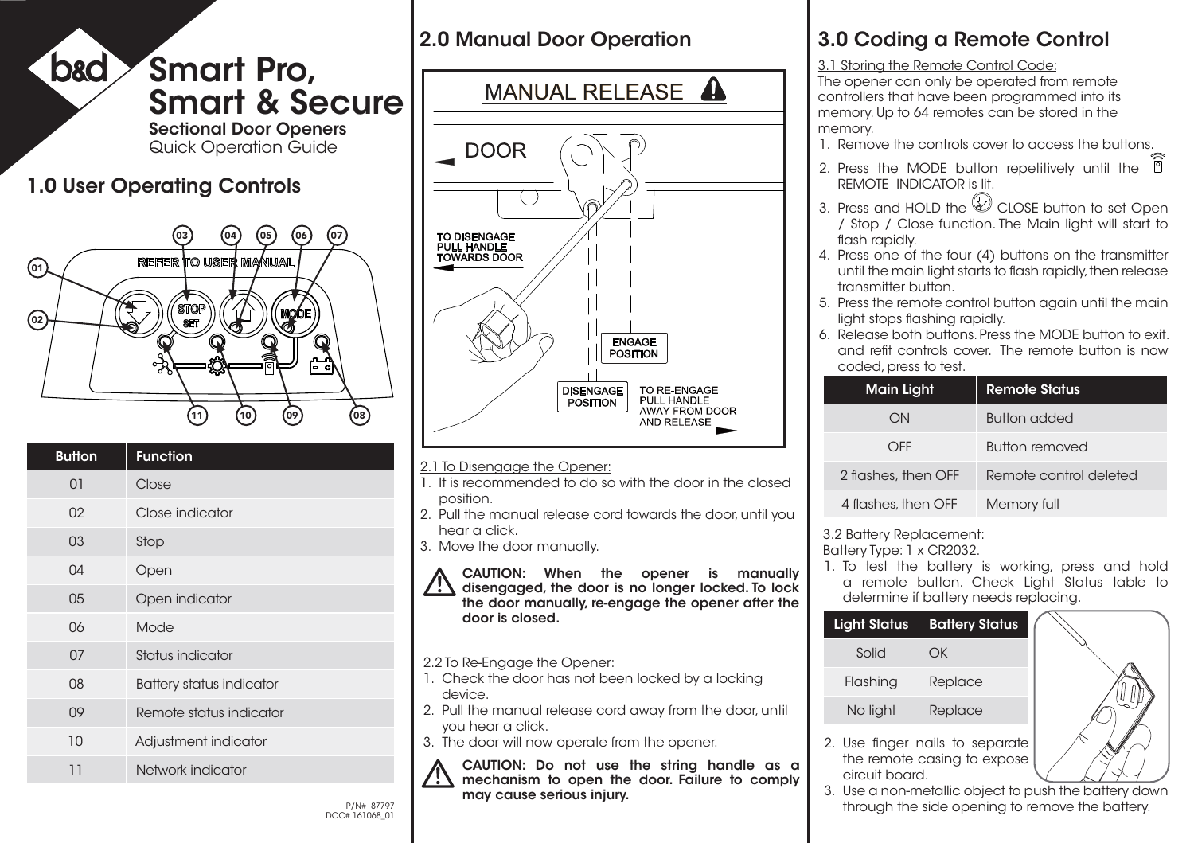# Smart Pro, Smart & Secure

**Sectional Door Openers**

Quick Operation Guide

## 1.0 User Operating Controls

| Button | Function |
|---|---|
| 01 | Close |
| 02 | Close indicator |
| 03 | Stop |
| 04 | Open |
| 05 | Open indicator |
| 06 | Mode |
| 07 | Status indicator |
| 08 | Battery status indicator |
| 09 | Remote status indicator |
| 10 | Adjustment indicator |
| 11 | Network indicator |

P/N# 87797
DOC# 161068_01

## 2.0 Manual Door Operation

MANUAL RELEASE

DOOR

TO DISENGAGE PULL HANDLE TOWARDS DOOR

ENGAGE POSITION

DISENGAGE POSITION

TO RE-ENGAGE PULL HANDLE AWAY FROM DOOR AND RELEASE

2.1 To Disengage the Opener:

1. It is recommended to do so with the door in the closed position.
2. Pull the manual release cord towards the door, until you hear a click.
3. Move the door manually.

**CAUTION: When the opener is manually disengaged, the door is no longer locked. To lock the door manually, re-engage the opener after the door is closed.**

2.2 To Re-Engage the Opener:

1. Check the door has not been locked by a locking device.
2. Pull the manual release cord away from the door, until you hear a click.
3. The door will now operate from the opener.

**CAUTION: Do not use the string handle as a mechanism to open the door. Failure to comply may cause serious injury.**

## 3.0 Coding a Remote Control

3.1 Storing the Remote Control Code:

The opener can only be operated from remote controllers that have been programmed into its memory. Up to 64 remotes can be stored in the memory.

1. Remove the controls cover to access the buttons.
2. Press the MODE button repetitively until the REMOTE INDICATOR is lit.
3. Press and HOLD the CLOSE button to set Open / Stop / Close function. The Main light will start to flash rapidly.
4. Press one of the four (4) buttons on the transmitter until the main light starts to flash rapidly, then release transmitter button.
5. Press the remote control button again until the main light stops flashing rapidly.
6. Release both buttons. Press the MODE button to exit. and refit controls cover. The remote button is now coded, press to test.

| Main Light | Remote Status |
|---|---|
| ON | Button added |
| OFF | Button removed |
| 2 flashes, then OFF | Remote control deleted |
| 4 flashes, then OFF | Memory full |

3.2 Battery Replacement:

Battery Type: 1 x CR2032.

1. To test the battery is working, press and hold a remote button. Check Light Status table to determine if battery needs replacing.

| Light Status | Battery Status |
|---|---|
| Solid | OK |
| Flashing | Replace |
| No light | Replace |

2. Use finger nails to separate the remote casing to expose circuit board.
3. Use a non-metallic object to push the battery down through the side opening to remove the battery.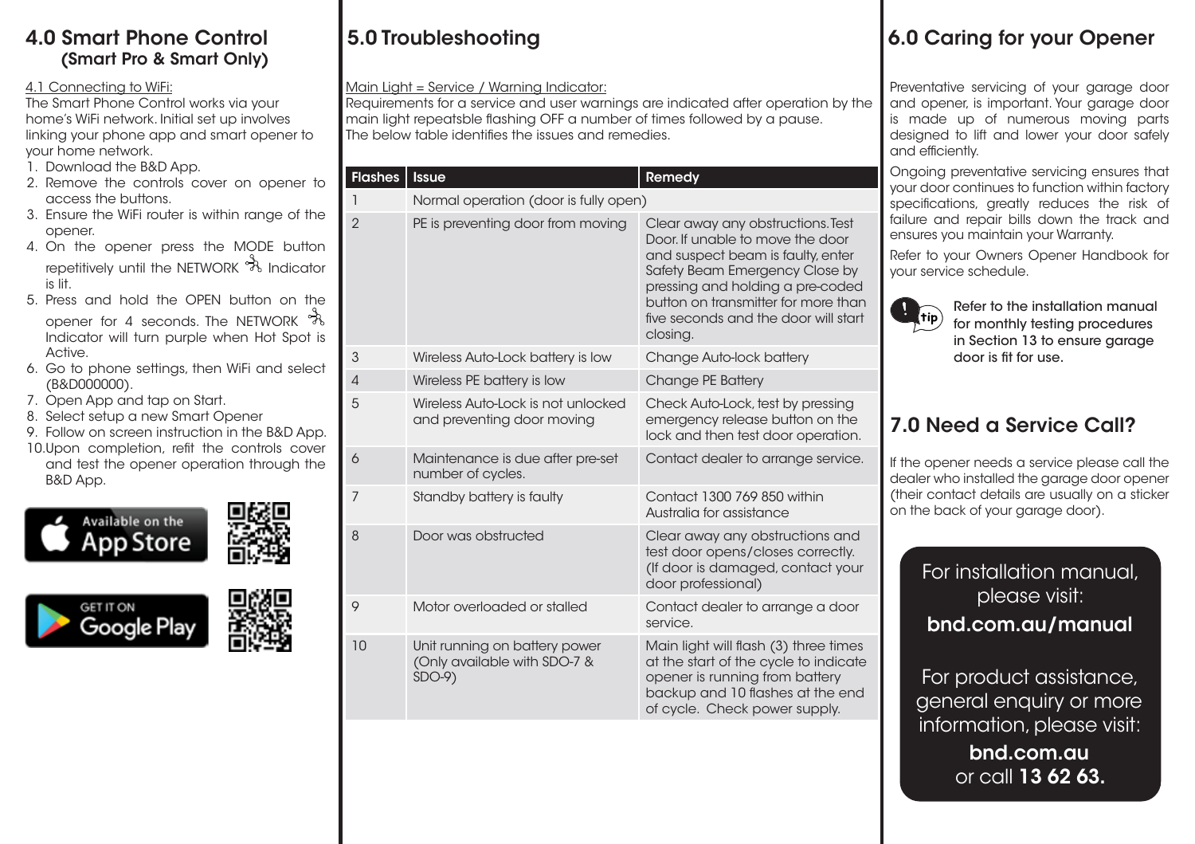## 4.0 Smart Phone Control (Smart Pro & Smart Only)

4.1 Connecting to WiFi:

The Smart Phone Control works via your home's WiFi network. Initial set up involves linking your phone app and smart opener to your home network.

1. Download the B&D App.
2. Remove the controls cover on opener to access the buttons.
3. Ensure the WiFi router is within range of the opener.
4. On the opener press the MODE button repetitively until the NETWORK Indicator is lit.
5. Press and hold the OPEN button on the opener for 4 seconds. The NETWORK Indicator will turn purple when Hot Spot is Active.
6. Go to phone settings, then WiFi and select (B&D000000).
7. Open App and tap on Start.
8. Select setup a new Smart Opener
9. Follow on screen instruction in the B&D App.
10. Upon completion, refit the controls cover and test the opener operation through the B&D App.

Available on the App Store

GET IT ON Google Play

## 5.0 Troubleshooting

Main Light = Service / Warning Indicator:

Requirements for a service and user warnings are indicated after operation by the main light repeatsble flashing OFF a number of times followed by a pause. The below table identifies the issues and remedies.

| Flashes | Issue | Remedy |
|---|---|---|
| 1 | Normal operation (door is fully open) | |
| 2 | PE is preventing door from moving | Clear away any obstructions. Test Door. If unable to move the door and suspect beam is faulty, enter Safety Beam Emergency Close by pressing and holding a pre-coded button on transmitter for more than five seconds and the door will start closing. |
| 3 | Wireless Auto-Lock battery is low | Change Auto-lock battery |
| 4 | Wireless PE battery is low | Change PE Battery |
| 5 | Wireless Auto-Lock is not unlocked and preventing door moving | Check Auto-Lock, test by pressing emergency release button on the lock and then test door operation. |
| 6 | Maintenance is due after pre-set number of cycles. | Contact dealer to arrange service. |
| 7 | Standby battery is faulty | Contact 1300 769 850 within Australia for assistance |
| 8 | Door was obstructed | Clear away any obstructions and test door opens/closes correctly. (If door is damaged, contact your door professional) |
| 9 | Motor overloaded or stalled | Contact dealer to arrange a door service. |
| 10 | Unit running on battery power (Only available with SDO-7 & SDO-9) | Main light will flash (3) three times at the start of the cycle to indicate opener is running from battery backup and 10 flashes at the end of cycle. Check power supply. |

## 6.0 Caring for your Opener

Preventative servicing of your garage door and opener, is important. Your garage door is made up of numerous moving parts designed to lift and lower your door safely and efficiently.

Ongoing preventative servicing ensures that your door continues to function within factory specifications, greatly reduces the risk of failure and repair bills down the track and ensures you maintain your Warranty.

Refer to your Owners Opener Handbook for your service schedule.

**tip** Refer to the installation manual for monthly testing procedures in Section 13 to ensure garage door is fit for use.

## 7.0 Need a Service Call?

If the opener needs a service please call the dealer who installed the garage door opener (their contact details are usually on a sticker on the back of your garage door).

For installation manual, please visit:
**bnd.com.au/manual**

For product assistance, general enquiry or more information, please visit:
**bnd.com.au**
or call **13 62 63.**